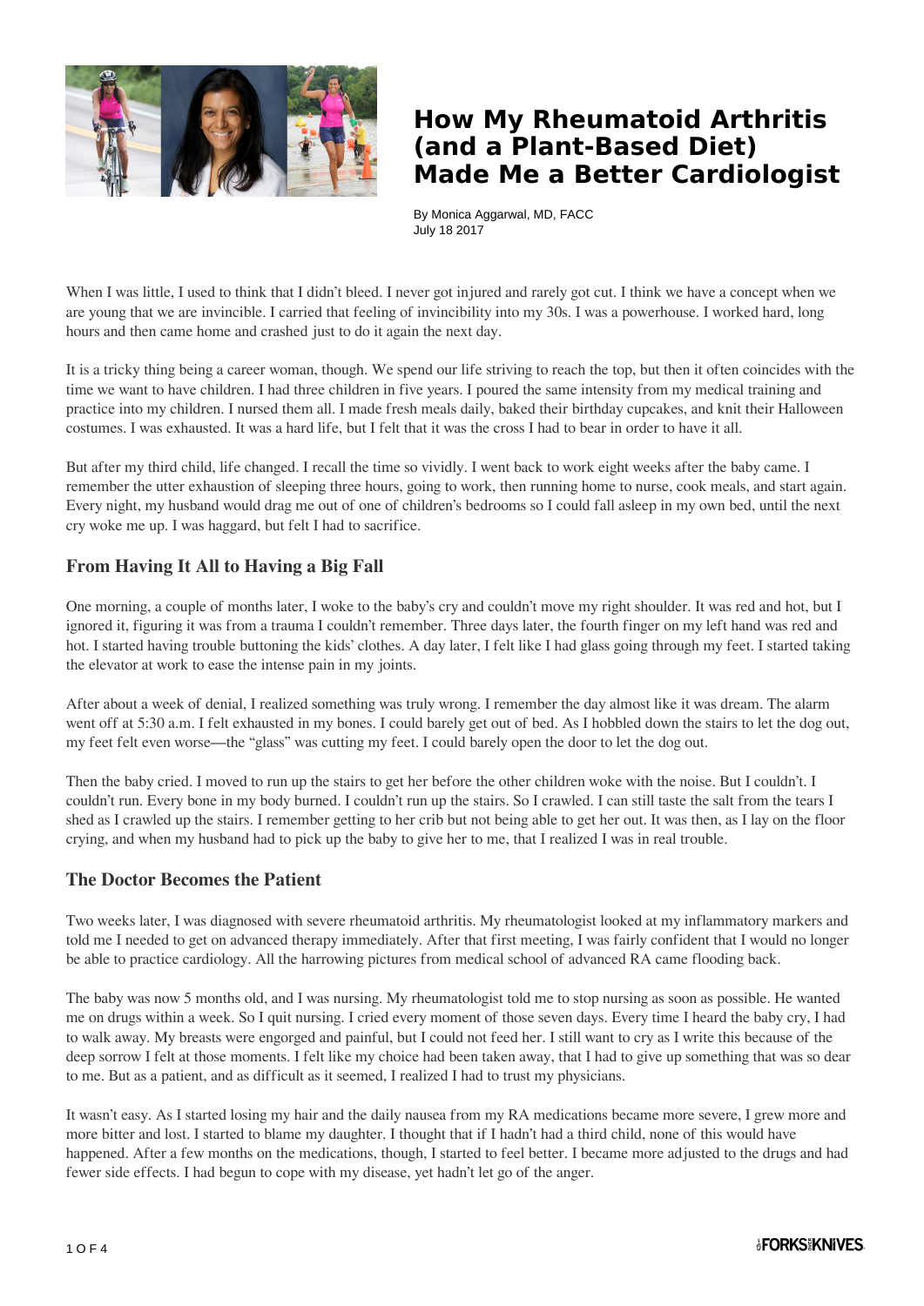# How My Rheumatoid Arthritis (and a Plant-Based Diet) Made Me a Better Cardiologist

By Monica Aggarwal, MD, FACC
July 18 2017

When I was little, I used to think that I didn't bleed. I never got injured and rarely got cut. I think we have a concept when we are young that we are invincible. I carried that feeling of invincibility into my 30s. I was a powerhouse. I worked hard, long hours and then came home and crashed just to do it again the next day.

It is a tricky thing being a career woman, though. We spend our life striving to reach the top, but then it often coincides with the time we want to have children. I had three children in five years. I poured the same intensity from my medical training and practice into my children. I nursed them all. I made fresh meals daily, baked their birthday cupcakes, and knit their Halloween costumes. I was exhausted. It was a hard life, but I felt that it was the cross I had to bear in order to have it all.

But after my third child, life changed. I recall the time so vividly. I went back to work eight weeks after the baby came. I remember the utter exhaustion of sleeping three hours, going to work, then running home to nurse, cook meals, and start again. Every night, my husband would drag me out of one of children's bedrooms so I could fall asleep in my own bed, until the next cry woke me up. I was haggard, but felt I had to sacrifice.

## From Having It All to Having a Big Fall

One morning, a couple of months later, I woke to the baby's cry and couldn't move my right shoulder. It was red and hot, but I ignored it, figuring it was from a trauma I couldn't remember. Three days later, the fourth finger on my left hand was red and hot. I started having trouble buttoning the kids' clothes. A day later, I felt like I had glass going through my feet. I started taking the elevator at work to ease the intense pain in my joints.

After about a week of denial, I realized something was truly wrong. I remember the day almost like it was dream. The alarm went off at 5:30 a.m. I felt exhausted in my bones. I could barely get out of bed. As I hobbled down the stairs to let the dog out, my feet felt even worse—the "glass" was cutting my feet. I could barely open the door to let the dog out.

Then the baby cried. I moved to run up the stairs to get her before the other children woke with the noise. But I couldn't. I couldn't run. Every bone in my body burned. I couldn't run up the stairs. So I crawled. I can still taste the salt from the tears I shed as I crawled up the stairs. I remember getting to her crib but not being able to get her out. It was then, as I lay on the floor crying, and when my husband had to pick up the baby to give her to me, that I realized I was in real trouble.

## The Doctor Becomes the Patient

Two weeks later, I was diagnosed with severe rheumatoid arthritis. My rheumatologist looked at my inflammatory markers and told me I needed to get on advanced therapy immediately. After that first meeting, I was fairly confident that I would no longer be able to practice cardiology. All the harrowing pictures from medical school of advanced RA came flooding back.

The baby was now 5 months old, and I was nursing. My rheumatologist told me to stop nursing as soon as possible. He wanted me on drugs within a week. So I quit nursing. I cried every moment of those seven days. Every time I heard the baby cry, I had to walk away. My breasts were engorged and painful, but I could not feed her. I still want to cry as I write this because of the deep sorrow I felt at those moments. I felt like my choice had been taken away, that I had to give up something that was so dear to me. But as a patient, and as difficult as it seemed, I realized I had to trust my physicians.

It wasn't easy. As I started losing my hair and the daily nausea from my RA medications became more severe, I grew more and more bitter and lost. I started to blame my daughter. I thought that if I hadn't had a third child, none of this would have happened. After a few months on the medications, though, I started to feel better. I became more adjusted to the drugs and had fewer side effects. I had begun to cope with my disease, yet hadn't let go of the anger.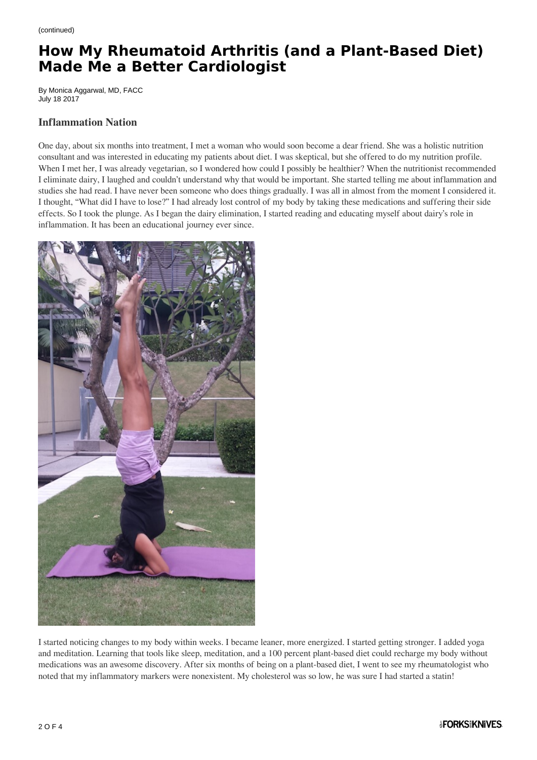(continued)

# How My Rheumatoid Arthritis (and a Plant-Based Diet) Made Me a Better Cardiologist

By Monica Aggarwal, MD, FACC
July 18 2017

## Inflammation Nation

One day, about six months into treatment, I met a woman who would soon become a dear friend. She was a holistic nutrition consultant and was interested in educating my patients about diet. I was skeptical, but she offered to do my nutrition profile. When I met her, I was already vegetarian, so I wondered how could I possibly be healthier? When the nutritionist recommended I eliminate dairy, I laughed and couldn't understand why that would be important. She started telling me about inflammation and studies she had read. I have never been someone who does things gradually. I was all in almost from the moment I considered it. I thought, "What did I have to lose?" I had already lost control of my body by taking these medications and suffering their side effects. So I took the plunge. As I began the dairy elimination, I started reading and educating myself about dairy's role in inflammation. It has been an educational journey ever since.

I started noticing changes to my body within weeks. I became leaner, more energized. I started getting stronger. I added yoga and meditation. Learning that tools like sleep, meditation, and a 100 percent plant-based diet could recharge my body without medications was an awesome discovery. After six months of being on a plant-based diet, I went to see my rheumatologist who noted that my inflammatory markers were nonexistent. My cholesterol was so low, he was sure I had started a statin!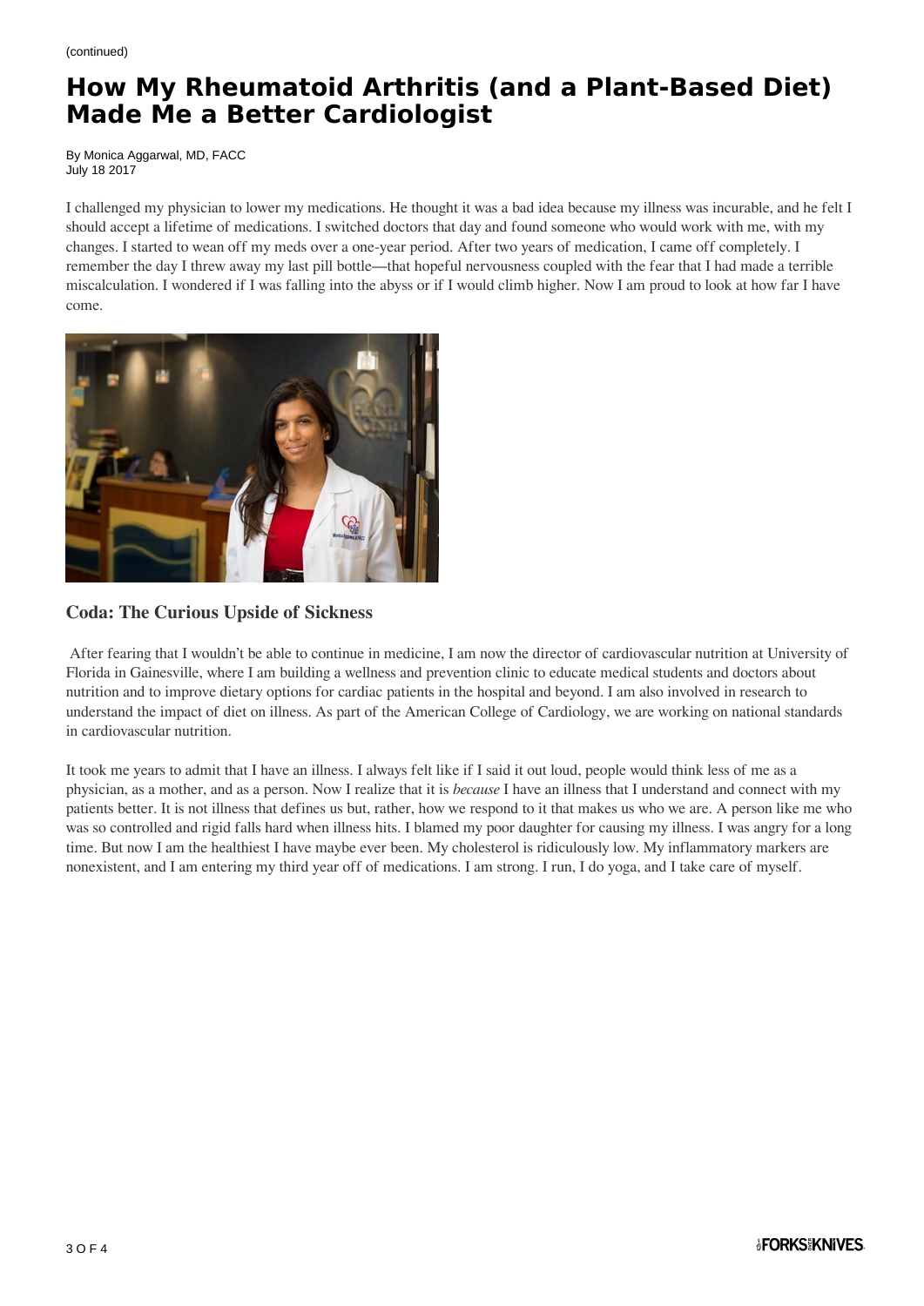# How My Rheumatoid Arthritis (and a Plant-Based Diet) Made Me a Better Cardiologist

By Monica Aggarwal, MD, FACC
July 18 2017

I challenged my physician to lower my medications. He thought it was a bad idea because my illness was incurable, and he felt I should accept a lifetime of medications. I switched doctors that day and found someone who would work with me, with my changes. I started to wean off my meds over a one-year period. After two years of medication, I came off completely. I remember the day I threw away my last pill bottle—that hopeful nervousness coupled with the fear that I had made a terrible miscalculation. I wondered if I was falling into the abyss or if I would climb higher. Now I am proud to look at how far I have come.

### Coda: The Curious Upside of Sickness

After fearing that I wouldn't be able to continue in medicine, I am now the director of cardiovascular nutrition at University of Florida in Gainesville, where I am building a wellness and prevention clinic to educate medical students and doctors about nutrition and to improve dietary options for cardiac patients in the hospital and beyond. I am also involved in research to understand the impact of diet on illness. As part of the American College of Cardiology, we are working on national standards in cardiovascular nutrition.

It took me years to admit that I have an illness. I always felt like if I said it out loud, people would think less of me as a physician, as a mother, and as a person. Now I realize that it is *because* I have an illness that I understand and connect with my patients better. It is not illness that defines us but, rather, how we respond to it that makes us who we are. A person like me who was so controlled and rigid falls hard when illness hits. I blamed my poor daughter for causing my illness. I was angry for a long time. But now I am the healthiest I have maybe ever been. My cholesterol is ridiculously low. My inflammatory markers are nonexistent, and I am entering my third year off of medications. I am strong. I run, I do yoga, and I take care of myself.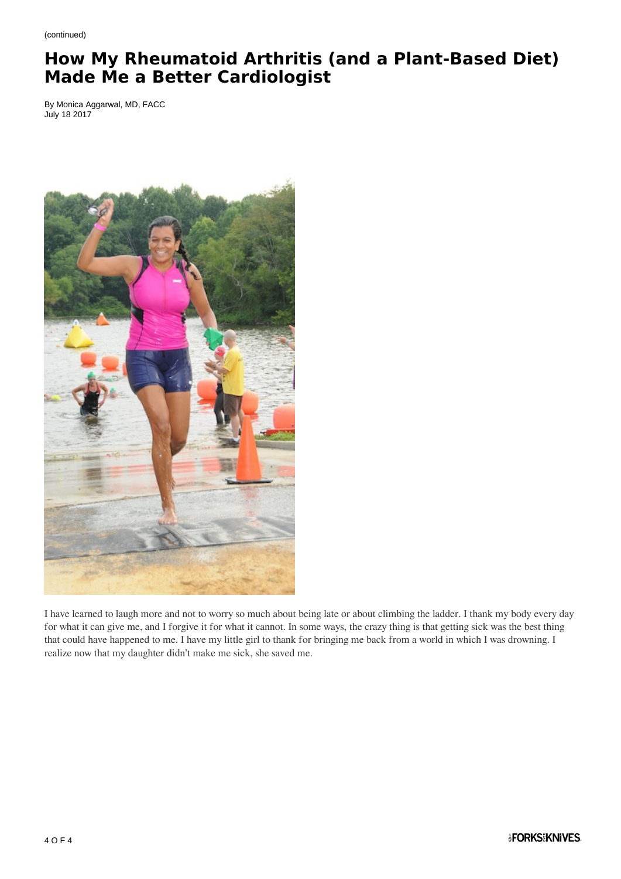(continued)

# How My Rheumatoid Arthritis (and a Plant-Based Diet) Made Me a Better Cardiologist

By Monica Aggarwal, MD, FACC
July 18 2017

I have learned to laugh more and not to worry so much about being late or about climbing the ladder. I thank my body every day for what it can give me, and I forgive it for what it cannot. In some ways, the crazy thing is that getting sick was the best thing that could have happened to me. I have my little girl to thank for bringing me back from a world in which I was drowning. I realize now that my daughter didn't make me sick, she saved me.